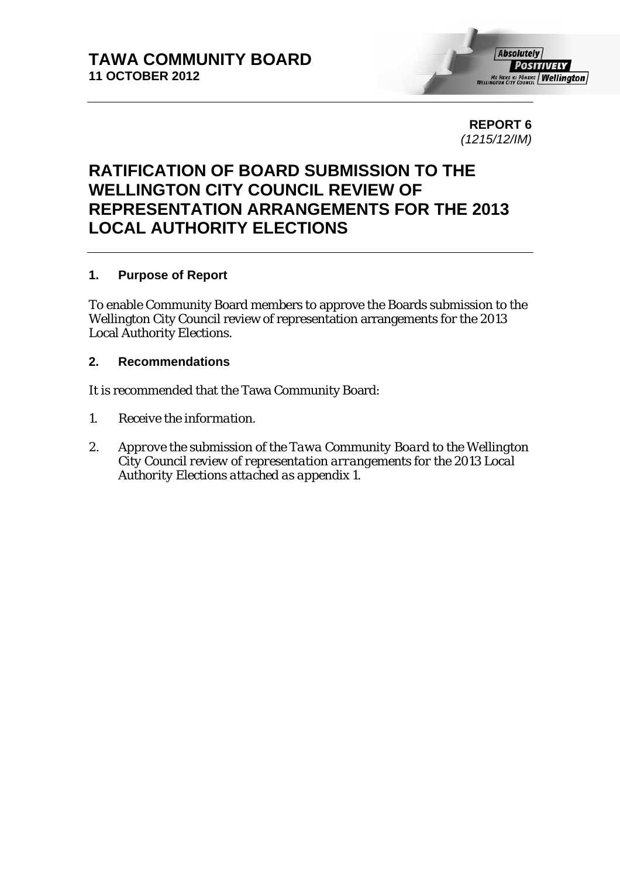**TAWA COMMUNITY BOARD**
**11 OCTOBER 2012**

**REPORT 6**
*(1215/12/IM)*

# RATIFICATION OF BOARD SUBMISSION TO THE WELLINGTON CITY COUNCIL REVIEW OF REPRESENTATION ARRANGEMENTS FOR THE 2013 LOCAL AUTHORITY ELECTIONS

## 1. Purpose of Report

To enable Community Board members to approve the Boards submission to the Wellington City Council review of representation arrangements for the 2013 Local Authority Elections.

## 2. Recommendations

It is recommended that the Tawa Community Board:

1. *Receive the information.*
2. *Approve the submission of the Tawa Community Board to the Wellington City Council review of representation arrangements for the 2013 Local Authority Elections attached as appendix 1.*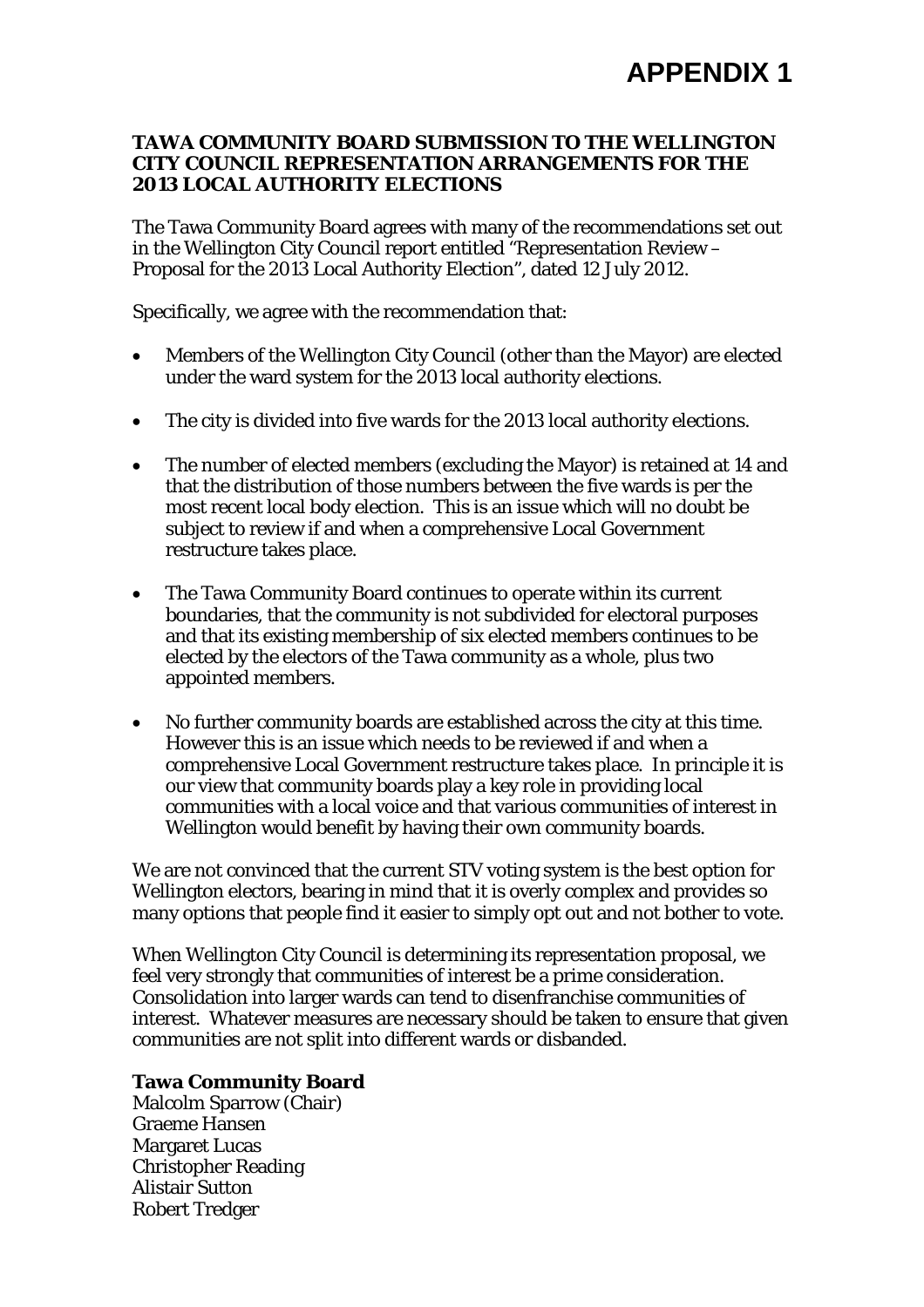# APPENDIX 1

**TAWA COMMUNITY BOARD SUBMISSION TO THE WELLINGTON CITY COUNCIL REPRESENTATION ARRANGEMENTS FOR THE 2013 LOCAL AUTHORITY ELECTIONS**

The Tawa Community Board agrees with many of the recommendations set out in the Wellington City Council report entitled "Representation Review – Proposal for the 2013 Local Authority Election", dated 12 July 2012.

Specifically, we agree with the recommendation that:

- Members of the Wellington City Council (other than the Mayor) are elected under the ward system for the 2013 local authority elections.
- The city is divided into five wards for the 2013 local authority elections.
- The number of elected members (excluding the Mayor) is retained at 14 and that the distribution of those numbers between the five wards is per the most recent local body election. This is an issue which will no doubt be subject to review if and when a comprehensive Local Government restructure takes place.
- The Tawa Community Board continues to operate within its current boundaries, that the community is not subdivided for electoral purposes and that its existing membership of six elected members continues to be elected by the electors of the Tawa community as a whole, plus two appointed members.
- No further community boards are established across the city at this time. However this is an issue which needs to be reviewed if and when a comprehensive Local Government restructure takes place. In principle it is our view that community boards play a key role in providing local communities with a local voice and that various communities of interest in Wellington would benefit by having their own community boards.

We are not convinced that the current STV voting system is the best option for Wellington electors, bearing in mind that it is overly complex and provides so many options that people find it easier to simply opt out and not bother to vote.

When Wellington City Council is determining its representation proposal, we feel very strongly that communities of interest be a prime consideration. Consolidation into larger wards can tend to disenfranchise communities of interest. Whatever measures are necessary should be taken to ensure that given communities are not split into different wards or disbanded.

**Tawa Community Board**
Malcolm Sparrow (Chair)
Graeme Hansen
Margaret Lucas
Christopher Reading
Alistair Sutton
Robert Tredger